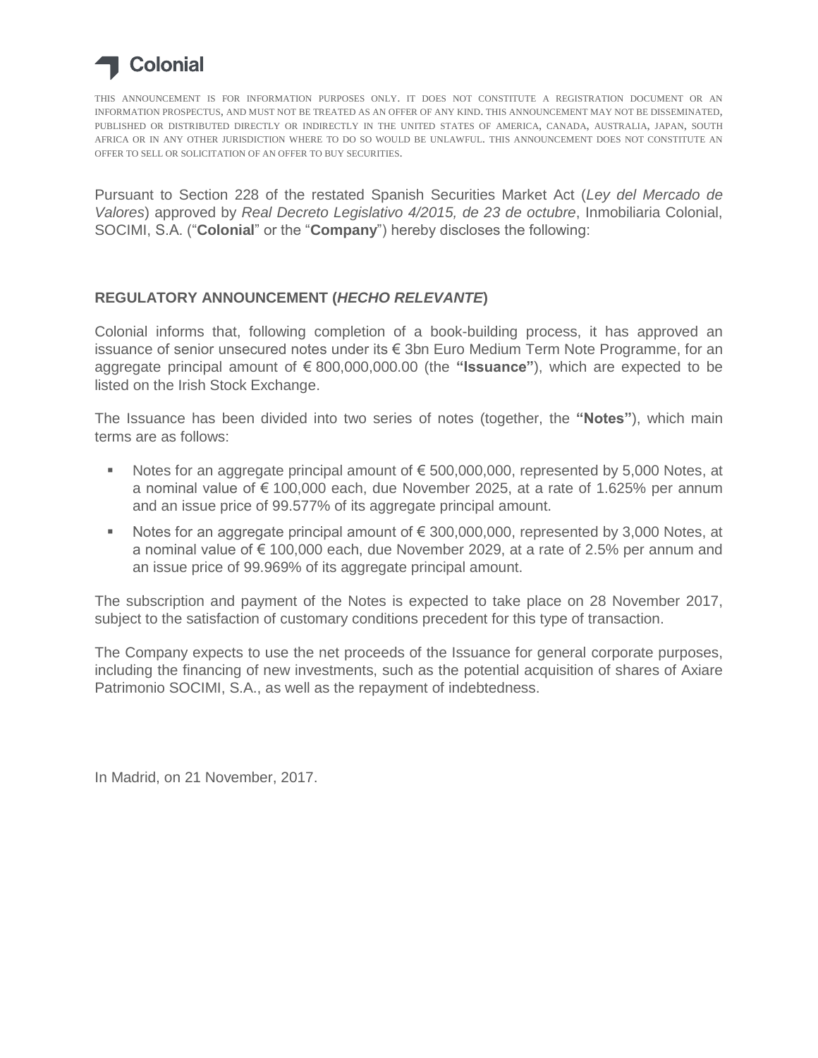Colonial

THIS ANNOUNCEMENT IS FOR INFORMATION PURPOSES ONLY. IT DOES NOT CONSTITUTE A REGISTRATION DOCUMENT OR AN INFORMATION PROSPECTUS, AND MUST NOT BE TREATED AS AN OFFER OF ANY KIND. THIS ANNOUNCEMENT MAY NOT BE DISSEMINATED, PUBLISHED OR DISTRIBUTED DIRECTLY OR INDIRECTLY IN THE UNITED STATES OF AMERICA, CANADA, AUSTRALIA, JAPAN, SOUTH AFRICA OR IN ANY OTHER JURISDICTION WHERE TO DO SO WOULD BE UNLAWFUL. THIS ANNOUNCEMENT DOES NOT CONSTITUTE AN OFFER TO SELL OR SOLICITATION OF AN OFFER TO BUY SECURITIES.

Pursuant to Section 228 of the restated Spanish Securities Market Act (*Ley del Mercado de Valores*) approved by *Real Decreto Legislativo 4/2015, de 23 de octubre*, Inmobiliaria Colonial, SOCIMI, S.A. ("**Colonial**" or the "**Company**") hereby discloses the following:

## REGULATORY ANNOUNCEMENT (*HECHO RELEVANTE*)

Colonial informs that, following completion of a book-building process, it has approved an issuance of senior unsecured notes under its € 3bn Euro Medium Term Note Programme, for an aggregate principal amount of € 800,000,000.00 (the **"Issuance"**), which are expected to be listed on the Irish Stock Exchange.

The Issuance has been divided into two series of notes (together, the **"Notes"**), which main terms are as follows:

- Notes for an aggregate principal amount of € 500,000,000, represented by 5,000 Notes, at a nominal value of € 100,000 each, due November 2025, at a rate of 1.625% per annum and an issue price of 99.577% of its aggregate principal amount.
- Notes for an aggregate principal amount of € 300,000,000, represented by 3,000 Notes, at a nominal value of € 100,000 each, due November 2029, at a rate of 2.5% per annum and an issue price of 99.969% of its aggregate principal amount.

The subscription and payment of the Notes is expected to take place on 28 November 2017, subject to the satisfaction of customary conditions precedent for this type of transaction.

The Company expects to use the net proceeds of the Issuance for general corporate purposes, including the financing of new investments, such as the potential acquisition of shares of Axiare Patrimonio SOCIMI, S.A., as well as the repayment of indebtedness.

In Madrid, on 21 November, 2017.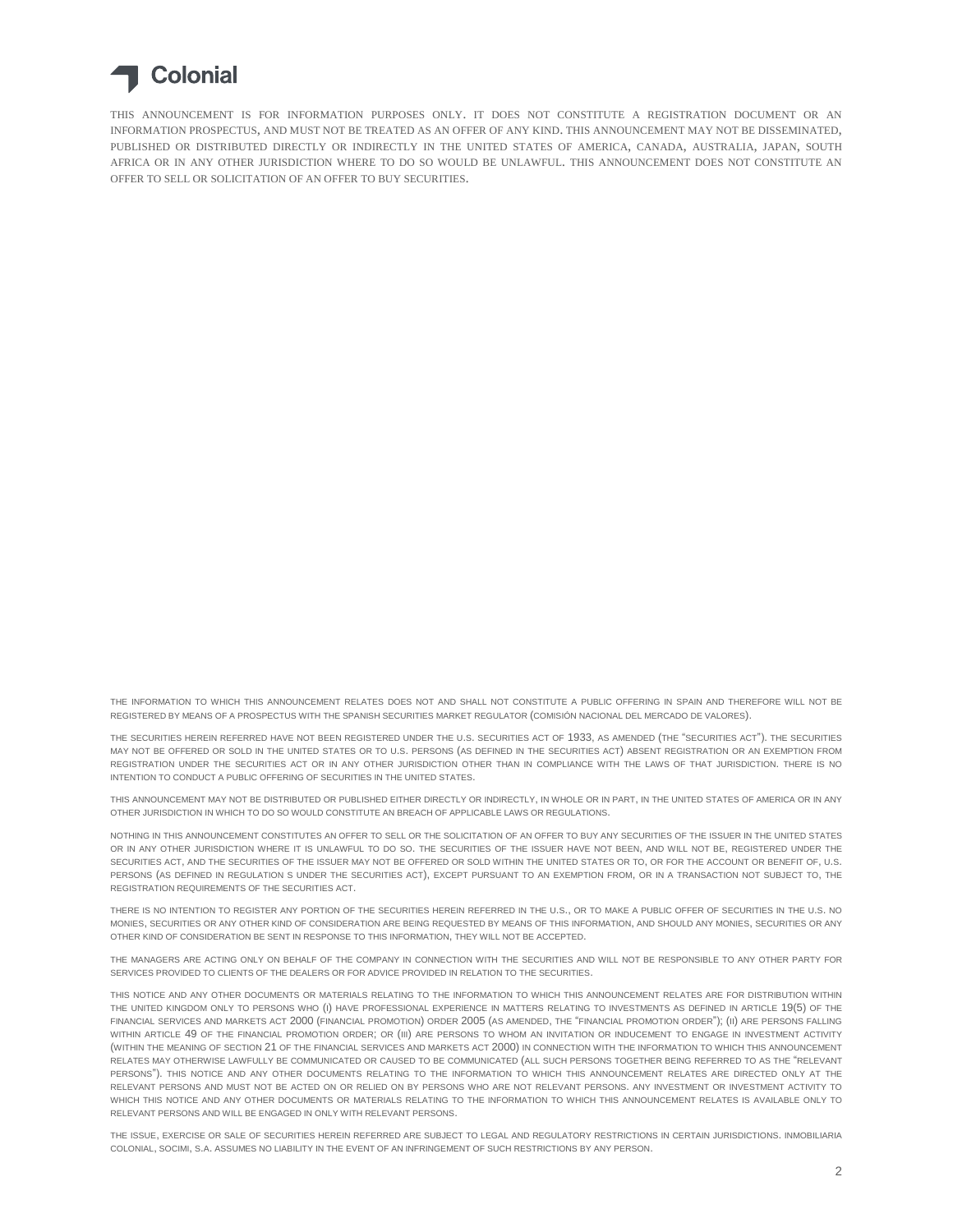Colonial

THIS ANNOUNCEMENT IS FOR INFORMATION PURPOSES ONLY. IT DOES NOT CONSTITUTE A REGISTRATION DOCUMENT OR AN INFORMATION PROSPECTUS, AND MUST NOT BE TREATED AS AN OFFER OF ANY KIND. THIS ANNOUNCEMENT MAY NOT BE DISSEMINATED, PUBLISHED OR DISTRIBUTED DIRECTLY OR INDIRECTLY IN THE UNITED STATES OF AMERICA, CANADA, AUSTRALIA, JAPAN, SOUTH AFRICA OR IN ANY OTHER JURISDICTION WHERE TO DO SO WOULD BE UNLAWFUL. THIS ANNOUNCEMENT DOES NOT CONSTITUTE AN OFFER TO SELL OR SOLICITATION OF AN OFFER TO BUY SECURITIES.

THE INFORMATION TO WHICH THIS ANNOUNCEMENT RELATES DOES NOT AND SHALL NOT CONSTITUTE A PUBLIC OFFERING IN SPAIN AND THEREFORE WILL NOT BE REGISTERED BY MEANS OF A PROSPECTUS WITH THE SPANISH SECURITIES MARKET REGULATOR (COMISIÓN NACIONAL DEL MERCADO DE VALORES).

THE SECURITIES HEREIN REFERRED HAVE NOT BEEN REGISTERED UNDER THE U.S. SECURITIES ACT OF 1933, AS AMENDED (THE "SECURITIES ACT"). THE SECURITIES MAY NOT BE OFFERED OR SOLD IN THE UNITED STATES OR TO U.S. PERSONS (AS DEFINED IN THE SECURITIES ACT) ABSENT REGISTRATION OR AN EXEMPTION FROM REGISTRATION UNDER THE SECURITIES ACT OR IN ANY OTHER JURISDICTION OTHER THAN IN COMPLIANCE WITH THE LAWS OF THAT JURISDICTION. THERE IS NO INTENTION TO CONDUCT A PUBLIC OFFERING OF SECURITIES IN THE UNITED STATES.

THIS ANNOUNCEMENT MAY NOT BE DISTRIBUTED OR PUBLISHED EITHER DIRECTLY OR INDIRECTLY, IN WHOLE OR IN PART, IN THE UNITED STATES OF AMERICA OR IN ANY OTHER JURISDICTION IN WHICH TO DO SO WOULD CONSTITUTE AN BREACH OF APPLICABLE LAWS OR REGULATIONS.

NOTHING IN THIS ANNOUNCEMENT CONSTITUTES AN OFFER TO SELL OR THE SOLICITATION OF AN OFFER TO BUY ANY SECURITIES OF THE ISSUER IN THE UNITED STATES OR IN ANY OTHER JURISDICTION WHERE IT IS UNLAWFUL TO DO SO. THE SECURITIES OF THE ISSUER HAVE NOT BEEN, AND WILL NOT BE, REGISTERED UNDER THE SECURITIES ACT, AND THE SECURITIES OF THE ISSUER MAY NOT BE OFFERED OR SOLD WITHIN THE UNITED STATES OR TO, OR FOR THE ACCOUNT OR BENEFIT OF, U.S. PERSONS (AS DEFINED IN REGULATION S UNDER THE SECURITIES ACT), EXCEPT PURSUANT TO AN EXEMPTION FROM, OR IN A TRANSACTION NOT SUBJECT TO, THE REGISTRATION REQUIREMENTS OF THE SECURITIES ACT.

THERE IS NO INTENTION TO REGISTER ANY PORTION OF THE SECURITIES HEREIN REFERRED IN THE U.S., OR TO MAKE A PUBLIC OFFER OF SECURITIES IN THE U.S. NO MONIES, SECURITIES OR ANY OTHER KIND OF CONSIDERATION ARE BEING REQUESTED BY MEANS OF THIS INFORMATION, AND SHOULD ANY MONIES, SECURITIES OR ANY OTHER KIND OF CONSIDERATION BE SENT IN RESPONSE TO THIS INFORMATION, THEY WILL NOT BE ACCEPTED.

THE MANAGERS ARE ACTING ONLY ON BEHALF OF THE COMPANY IN CONNECTION WITH THE SECURITIES AND WILL NOT BE RESPONSIBLE TO ANY OTHER PARTY FOR SERVICES PROVIDED TO CLIENTS OF THE DEALERS OR FOR ADVICE PROVIDED IN RELATION TO THE SECURITIES.

THIS NOTICE AND ANY OTHER DOCUMENTS OR MATERIALS RELATING TO THE INFORMATION TO WHICH THIS ANNOUNCEMENT RELATES ARE FOR DISTRIBUTION WITHIN THE UNITED KINGDOM ONLY TO PERSONS WHO (I) HAVE PROFESSIONAL EXPERIENCE IN MATTERS RELATING TO INVESTMENTS AS DEFINED IN ARTICLE 19(5) OF THE FINANCIAL SERVICES AND MARKETS ACT 2000 (FINANCIAL PROMOTION) ORDER 2005 (AS AMENDED, THE "FINANCIAL PROMOTION ORDER"); (II) ARE PERSONS FALLING WITHIN ARTICLE 49 OF THE FINANCIAL PROMOTION ORDER; OR (III) ARE PERSONS TO WHOM AN INVITATION OR INDUCEMENT TO ENGAGE IN INVESTMENT ACTIVITY (WITHIN THE MEANING OF SECTION 21 OF THE FINANCIAL SERVICES AND MARKETS ACT 2000) IN CONNECTION WITH THE INFORMATION TO WHICH THIS ANNOUNCEMENT RELATES MAY OTHERWISE LAWFULLY BE COMMUNICATED OR CAUSED TO BE COMMUNICATED (ALL SUCH PERSONS TOGETHER BEING REFERRED TO AS THE "RELEVANT PERSONS"). THIS NOTICE AND ANY OTHER DOCUMENTS RELATING TO THE INFORMATION TO WHICH THIS ANNOUNCEMENT RELATES ARE DIRECTED ONLY AT THE RELEVANT PERSONS AND MUST NOT BE ACTED ON OR RELIED ON BY PERSONS WHO ARE NOT RELEVANT PERSONS. ANY INVESTMENT OR INVESTMENT ACTIVITY TO WHICH THIS NOTICE AND ANY OTHER DOCUMENTS OR MATERIALS RELATING TO THE INFORMATION TO WHICH THIS ANNOUNCEMENT RELATES IS AVAILABLE ONLY TO RELEVANT PERSONS AND WILL BE ENGAGED IN ONLY WITH RELEVANT PERSONS.

THE ISSUE, EXERCISE OR SALE OF SECURITIES HEREIN REFERRED ARE SUBJECT TO LEGAL AND REGULATORY RESTRICTIONS IN CERTAIN JURISDICTIONS. INMOBILIARIA COLONIAL, SOCIMI, S.A. ASSUMES NO LIABILITY IN THE EVENT OF AN INFRINGEMENT OF SUCH RESTRICTIONS BY ANY PERSON.